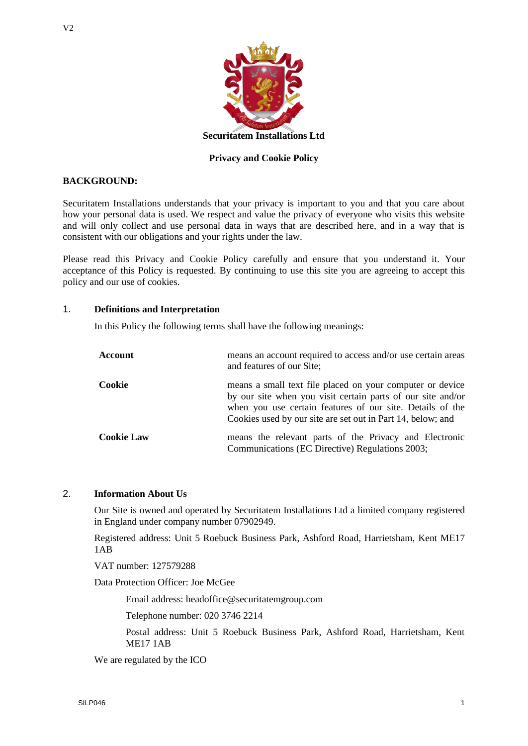**Securitatem Installations Ltd**

**Privacy and Cookie Policy**

**BACKGROUND:**

Securitatem Installations understands that your privacy is important to you and that you care about how your personal data is used. We respect and value the privacy of everyone who visits this website and will only collect and use personal data in ways that are described here, and in a way that is consistent with our obligations and your rights under the law.

Please read this Privacy and Cookie Policy carefully and ensure that you understand it. Your acceptance of this Policy is requested. By continuing to use this site you are agreeing to accept this policy and our use of cookies.

## 1. Definitions and Interpretation

In this Policy the following terms shall have the following meanings:

| | |
|---|---|
| **Account** | means an account required to access and/or use certain areas and features of our Site; |
| **Cookie** | means a small text file placed on your computer or device by our site when you visit certain parts of our site and/or when you use certain features of our site. Details of the Cookies used by our site are set out in Part 14, below; and |
| **Cookie Law** | means the relevant parts of the Privacy and Electronic Communications (EC Directive) Regulations 2003; |

## 2. Information About Us

Our Site is owned and operated by Securitatem Installations Ltd a limited company registered in England under company number 07902949.

Registered address: Unit 5 Roebuck Business Park, Ashford Road, Harrietsham, Kent ME17 1AB

VAT number: 127579288

Data Protection Officer: Joe McGee

Email address: headoffice@securitatemgroup.com

Telephone number: 020 3746 2214

Postal address: Unit 5 Roebuck Business Park, Ashford Road, Harrietsham, Kent ME17 1AB

We are regulated by the ICO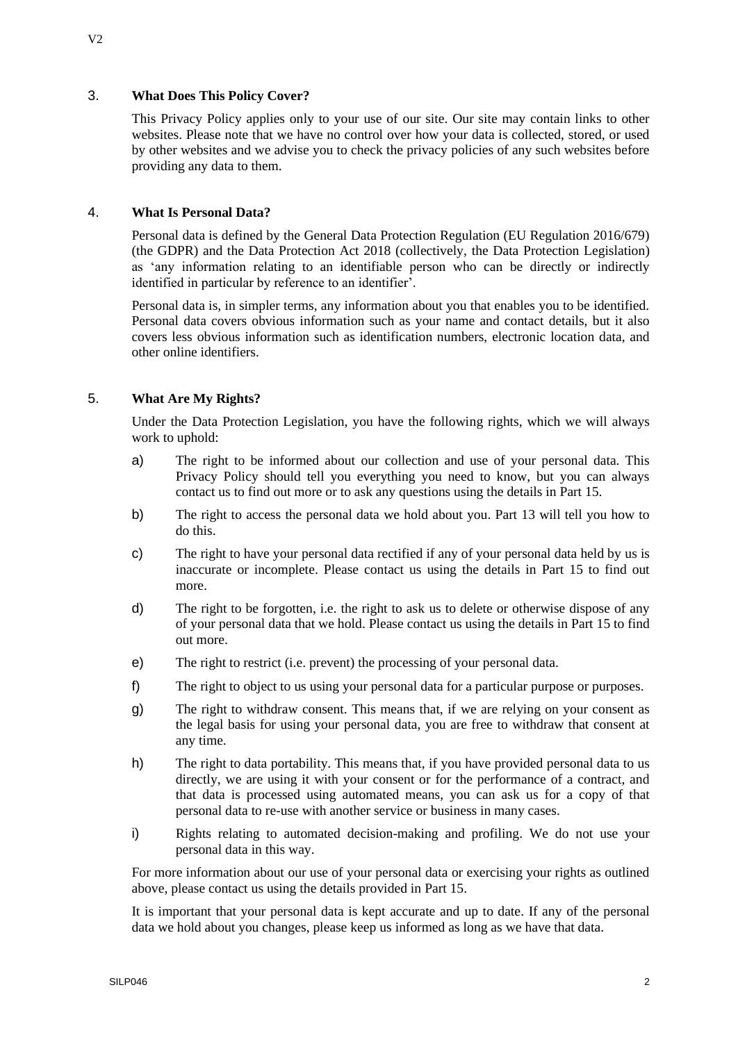## 3. What Does This Policy Cover?

This Privacy Policy applies only to your use of our site. Our site may contain links to other websites. Please note that we have no control over how your data is collected, stored, or used by other websites and we advise you to check the privacy policies of any such websites before providing any data to them.

## 4. What Is Personal Data?

Personal data is defined by the General Data Protection Regulation (EU Regulation 2016/679) (the GDPR) and the Data Protection Act 2018 (collectively, the Data Protection Legislation) as 'any information relating to an identifiable person who can be directly or indirectly identified in particular by reference to an identifier'.

Personal data is, in simpler terms, any information about you that enables you to be identified. Personal data covers obvious information such as your name and contact details, but it also covers less obvious information such as identification numbers, electronic location data, and other online identifiers.

## 5. What Are My Rights?

Under the Data Protection Legislation, you have the following rights, which we will always work to uphold:

a) The right to be informed about our collection and use of your personal data. This Privacy Policy should tell you everything you need to know, but you can always contact us to find out more or to ask any questions using the details in Part 15.

b) The right to access the personal data we hold about you. Part 13 will tell you how to do this.

c) The right to have your personal data rectified if any of your personal data held by us is inaccurate or incomplete. Please contact us using the details in Part 15 to find out more.

d) The right to be forgotten, i.e. the right to ask us to delete or otherwise dispose of any of your personal data that we hold. Please contact us using the details in Part 15 to find out more.

e) The right to restrict (i.e. prevent) the processing of your personal data.

f) The right to object to us using your personal data for a particular purpose or purposes.

g) The right to withdraw consent. This means that, if we are relying on your consent as the legal basis for using your personal data, you are free to withdraw that consent at any time.

h) The right to data portability. This means that, if you have provided personal data to us directly, we are using it with your consent or for the performance of a contract, and that data is processed using automated means, you can ask us for a copy of that personal data to re-use with another service or business in many cases.

i) Rights relating to automated decision-making and profiling. We do not use your personal data in this way.

For more information about our use of your personal data or exercising your rights as outlined above, please contact us using the details provided in Part 15.

It is important that your personal data is kept accurate and up to date. If any of the personal data we hold about you changes, please keep us informed as long as we have that data.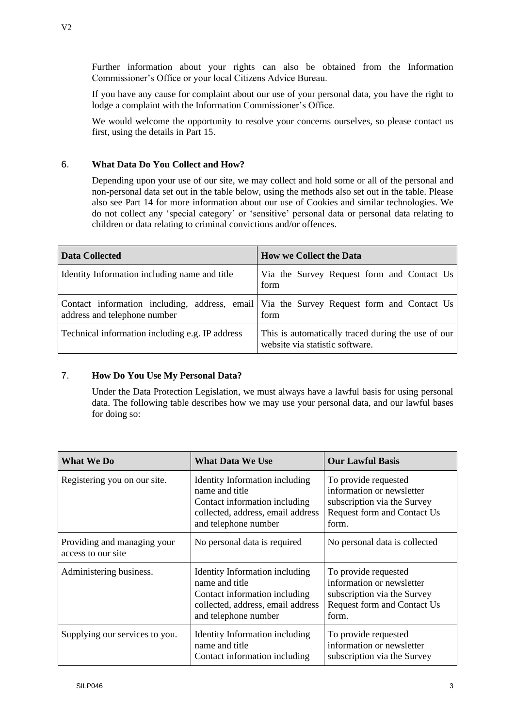Further information about your rights can also be obtained from the Information Commissioner's Office or your local Citizens Advice Bureau.

If you have any cause for complaint about our use of your personal data, you have the right to lodge a complaint with the Information Commissioner's Office.

We would welcome the opportunity to resolve your concerns ourselves, so please contact us first, using the details in Part 15.

## 6. What Data Do You Collect and How?

Depending upon your use of our site, we may collect and hold some or all of the personal and non-personal data set out in the table below, using the methods also set out in the table. Please also see Part 14 for more information about our use of Cookies and similar technologies. We do not collect any 'special category' or 'sensitive' personal data or personal data relating to children or data relating to criminal convictions and/or offences.

| Data Collected | How we Collect the Data |
|---|---|
| Identity Information including name and title | Via the Survey Request form and Contact Us form |
| Contact information including, address, email address and telephone number | Via the Survey Request form and Contact Us form |
| Technical information including e.g. IP address | This is automatically traced during the use of our website via statistic software. |

## 7. How Do You Use My Personal Data?

Under the Data Protection Legislation, we must always have a lawful basis for using personal data. The following table describes how we may use your personal data, and our lawful bases for doing so:

| What We Do | What Data We Use | Our Lawful Basis |
|---|---|---|
| Registering you on our site. | Identity Information including name and title Contact information including collected, address, email address and telephone number | To provide requested information or newsletter subscription via the Survey Request form and Contact Us form. |
| Providing and managing your access to our site | No personal data is required | No personal data is collected |
| Administering business. | Identity Information including name and title Contact information including collected, address, email address and telephone number | To provide requested information or newsletter subscription via the Survey Request form and Contact Us form. |
| Supplying our services to you. | Identity Information including name and title Contact information including | To provide requested information or newsletter subscription via the Survey |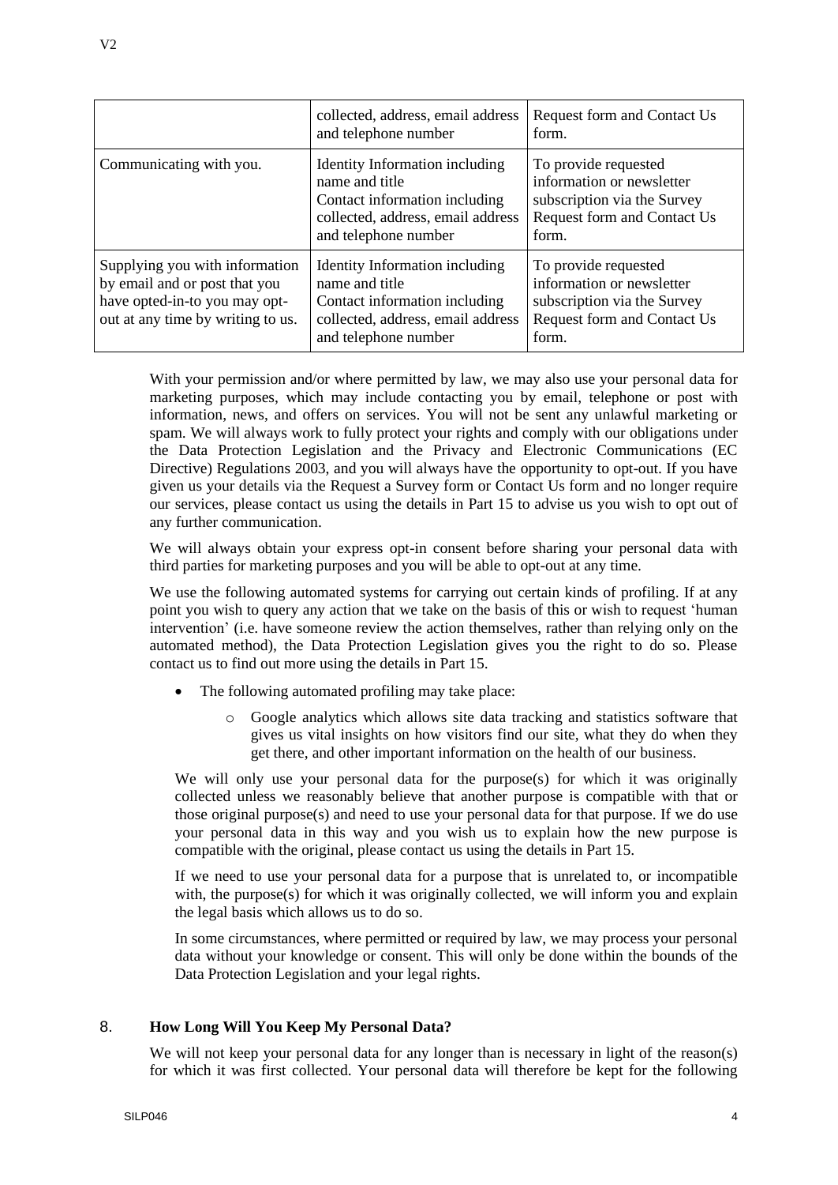| | | |
|---|---|---|
| | collected, address, email address and telephone number | Request form and Contact Us form. |
| Communicating with you. | Identity Information including name and title Contact information including collected, address, email address and telephone number | To provide requested information or newsletter subscription via the Survey Request form and Contact Us form. |
| Supplying you with information by email and or post that you have opted-in-to you may opt-out at any time by writing to us. | Identity Information including name and title Contact information including collected, address, email address and telephone number | To provide requested information or newsletter subscription via the Survey Request form and Contact Us form. |

With your permission and/or where permitted by law, we may also use your personal data for marketing purposes, which may include contacting you by email, telephone or post with information, news, and offers on services. You will not be sent any unlawful marketing or spam. We will always work to fully protect your rights and comply with our obligations under the Data Protection Legislation and the Privacy and Electronic Communications (EC Directive) Regulations 2003, and you will always have the opportunity to opt-out. If you have given us your details via the Request a Survey form or Contact Us form and no longer require our services, please contact us using the details in Part 15 to advise us you wish to opt out of any further communication.

We will always obtain your express opt-in consent before sharing your personal data with third parties for marketing purposes and you will be able to opt-out at any time.

We use the following automated systems for carrying out certain kinds of profiling. If at any point you wish to query any action that we take on the basis of this or wish to request 'human intervention' (i.e. have someone review the action themselves, rather than relying only on the automated method), the Data Protection Legislation gives you the right to do so. Please contact us to find out more using the details in Part 15.

- The following automated profiling may take place:
  - Google analytics which allows site data tracking and statistics software that gives us vital insights on how visitors find our site, what they do when they get there, and other important information on the health of our business.

We will only use your personal data for the purpose(s) for which it was originally collected unless we reasonably believe that another purpose is compatible with that or those original purpose(s) and need to use your personal data for that purpose. If we do use your personal data in this way and you wish us to explain how the new purpose is compatible with the original, please contact us using the details in Part 15.

If we need to use your personal data for a purpose that is unrelated to, or incompatible with, the purpose(s) for which it was originally collected, we will inform you and explain the legal basis which allows us to do so.

In some circumstances, where permitted or required by law, we may process your personal data without your knowledge or consent. This will only be done within the bounds of the Data Protection Legislation and your legal rights.

## 8. How Long Will You Keep My Personal Data?

We will not keep your personal data for any longer than is necessary in light of the reason(s) for which it was first collected. Your personal data will therefore be kept for the following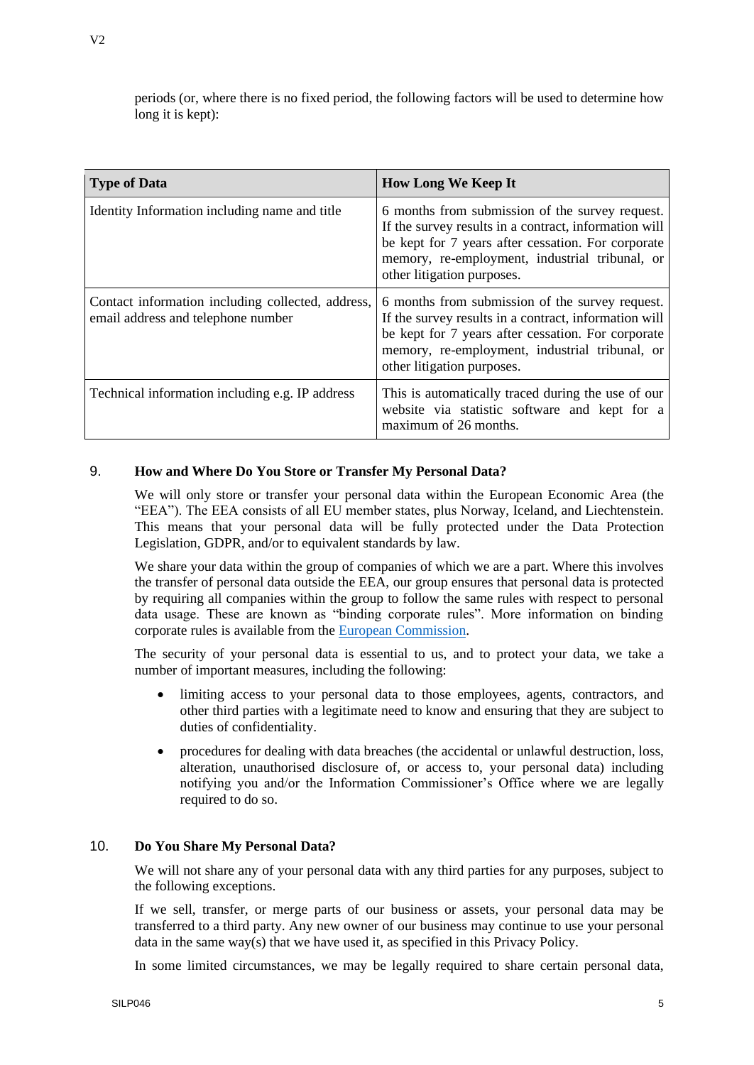periods (or, where there is no fixed period, the following factors will be used to determine how long it is kept):

| Type of Data | How Long We Keep It |
| --- | --- |
| Identity Information including name and title | 6 months from submission of the survey request. If the survey results in a contract, information will be kept for 7 years after cessation. For corporate memory, re-employment, industrial tribunal, or other litigation purposes. |
| Contact information including collected, address, email address and telephone number | 6 months from submission of the survey request. If the survey results in a contract, information will be kept for 7 years after cessation. For corporate memory, re-employment, industrial tribunal, or other litigation purposes. |
| Technical information including e.g. IP address | This is automatically traced during the use of our website via statistic software and kept for a maximum of 26 months. |

## 9. How and Where Do You Store or Transfer My Personal Data?

We will only store or transfer your personal data within the European Economic Area (the "EEA"). The EEA consists of all EU member states, plus Norway, Iceland, and Liechtenstein. This means that your personal data will be fully protected under the Data Protection Legislation, GDPR, and/or to equivalent standards by law.

We share your data within the group of companies of which we are a part. Where this involves the transfer of personal data outside the EEA, our group ensures that personal data is protected by requiring all companies within the group to follow the same rules with respect to personal data usage. These are known as "binding corporate rules". More information on binding corporate rules is available from the European Commission.

The security of your personal data is essential to us, and to protect your data, we take a number of important measures, including the following:

- limiting access to your personal data to those employees, agents, contractors, and other third parties with a legitimate need to know and ensuring that they are subject to duties of confidentiality.
- procedures for dealing with data breaches (the accidental or unlawful destruction, loss, alteration, unauthorised disclosure of, or access to, your personal data) including notifying you and/or the Information Commissioner's Office where we are legally required to do so.

## 10. Do You Share My Personal Data?

We will not share any of your personal data with any third parties for any purposes, subject to the following exceptions.

If we sell, transfer, or merge parts of our business or assets, your personal data may be transferred to a third party. Any new owner of our business may continue to use your personal data in the same way(s) that we have used it, as specified in this Privacy Policy.

In some limited circumstances, we may be legally required to share certain personal data,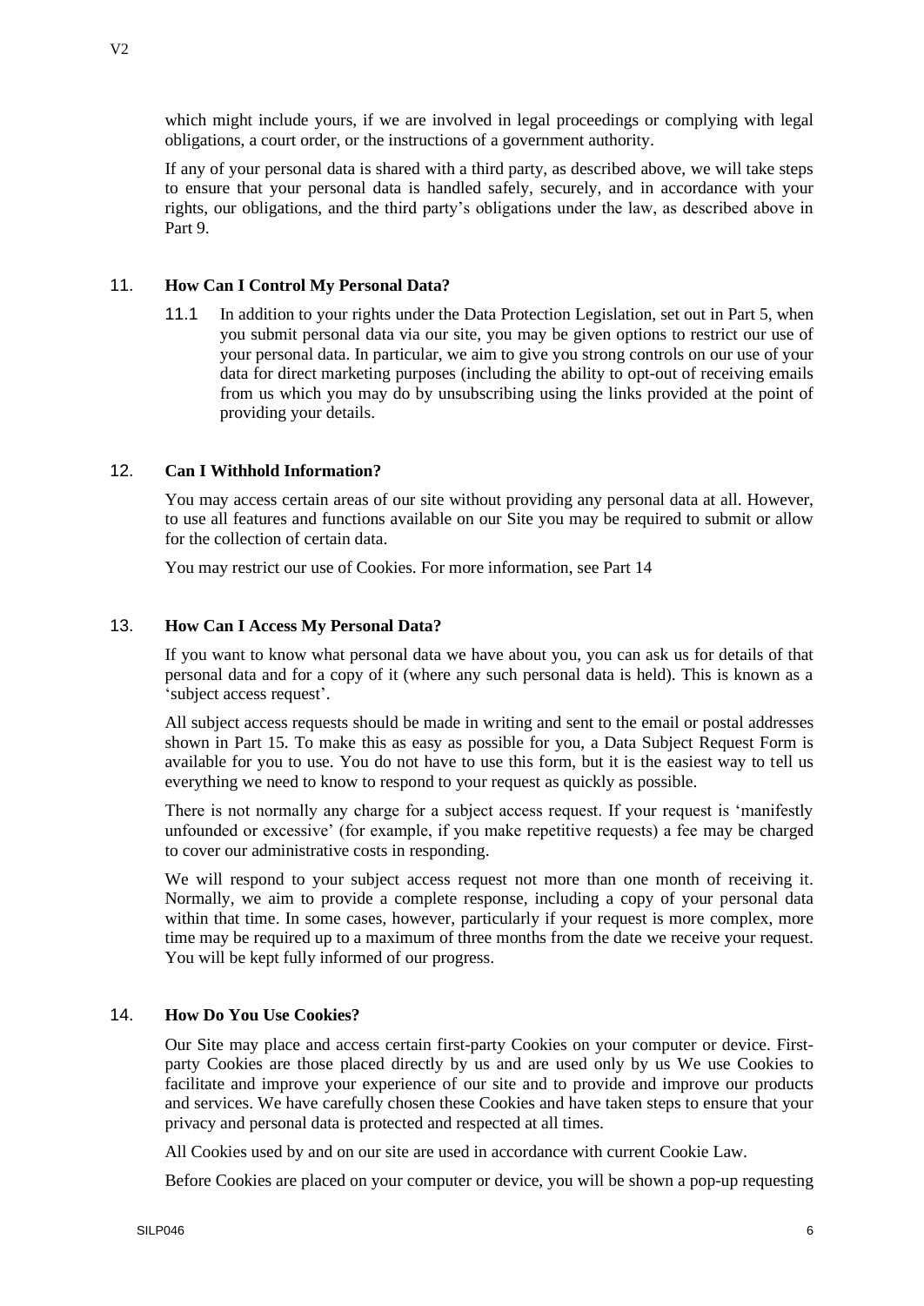which might include yours, if we are involved in legal proceedings or complying with legal obligations, a court order, or the instructions of a government authority.

If any of your personal data is shared with a third party, as described above, we will take steps to ensure that your personal data is handled safely, securely, and in accordance with your rights, our obligations, and the third party's obligations under the law, as described above in Part 9.

## 11. How Can I Control My Personal Data?

11.1 In addition to your rights under the Data Protection Legislation, set out in Part 5, when you submit personal data via our site, you may be given options to restrict our use of your personal data. In particular, we aim to give you strong controls on our use of your data for direct marketing purposes (including the ability to opt-out of receiving emails from us which you may do by unsubscribing using the links provided at the point of providing your details.

## 12. Can I Withhold Information?

You may access certain areas of our site without providing any personal data at all. However, to use all features and functions available on our Site you may be required to submit or allow for the collection of certain data.

You may restrict our use of Cookies. For more information, see Part 14

## 13. How Can I Access My Personal Data?

If you want to know what personal data we have about you, you can ask us for details of that personal data and for a copy of it (where any such personal data is held). This is known as a 'subject access request'.

All subject access requests should be made in writing and sent to the email or postal addresses shown in Part 15. To make this as easy as possible for you, a Data Subject Request Form is available for you to use. You do not have to use this form, but it is the easiest way to tell us everything we need to know to respond to your request as quickly as possible.

There is not normally any charge for a subject access request. If your request is 'manifestly unfounded or excessive' (for example, if you make repetitive requests) a fee may be charged to cover our administrative costs in responding.

We will respond to your subject access request not more than one month of receiving it. Normally, we aim to provide a complete response, including a copy of your personal data within that time. In some cases, however, particularly if your request is more complex, more time may be required up to a maximum of three months from the date we receive your request. You will be kept fully informed of our progress.

## 14. How Do You Use Cookies?

Our Site may place and access certain first-party Cookies on your computer or device. First-party Cookies are those placed directly by us and are used only by us We use Cookies to facilitate and improve your experience of our site and to provide and improve our products and services. We have carefully chosen these Cookies and have taken steps to ensure that your privacy and personal data is protected and respected at all times.

All Cookies used by and on our site are used in accordance with current Cookie Law.

Before Cookies are placed on your computer or device, you will be shown a pop-up requesting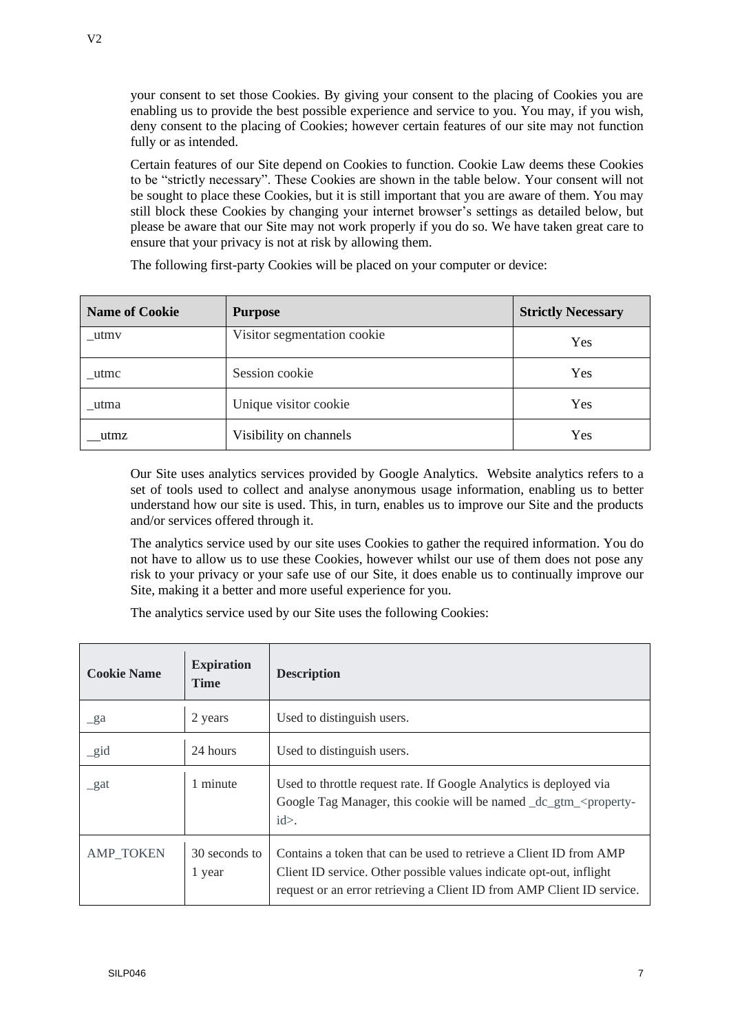your consent to set those Cookies. By giving your consent to the placing of Cookies you are enabling us to provide the best possible experience and service to you. You may, if you wish, deny consent to the placing of Cookies; however certain features of our site may not function fully or as intended.

Certain features of our Site depend on Cookies to function. Cookie Law deems these Cookies to be "strictly necessary". These Cookies are shown in the table below. Your consent will not be sought to place these Cookies, but it is still important that you are aware of them. You may still block these Cookies by changing your internet browser's settings as detailed below, but please be aware that our Site may not work properly if you do so. We have taken great care to ensure that your privacy is not at risk by allowing them.

The following first-party Cookies will be placed on your computer or device:

| Name of Cookie | Purpose | Strictly Necessary |
|---|---|---|
| _utmv | Visitor segmentation cookie | Yes |
| _utmc | Session cookie | Yes |
| _utma | Unique visitor cookie | Yes |
| __utmz | Visibility on channels | Yes |

Our Site uses analytics services provided by Google Analytics. Website analytics refers to a set of tools used to collect and analyse anonymous usage information, enabling us to better understand how our site is used. This, in turn, enables us to improve our Site and the products and/or services offered through it.

The analytics service used by our site uses Cookies to gather the required information. You do not have to allow us to use these Cookies, however whilst our use of them does not pose any risk to your privacy or your safe use of our Site, it does enable us to continually improve our Site, making it a better and more useful experience for you.

The analytics service used by our Site uses the following Cookies:

| Cookie Name | Expiration Time | Description |
|---|---|---|
| _ga | 2 years | Used to distinguish users. |
| _gid | 24 hours | Used to distinguish users. |
| _gat | 1 minute | Used to throttle request rate. If Google Analytics is deployed via Google Tag Manager, this cookie will be named _dc_gtm_<property-id>. |
| AMP_TOKEN | 30 seconds to 1 year | Contains a token that can be used to retrieve a Client ID from AMP Client ID service. Other possible values indicate opt-out, inflight request or an error retrieving a Client ID from AMP Client ID service. |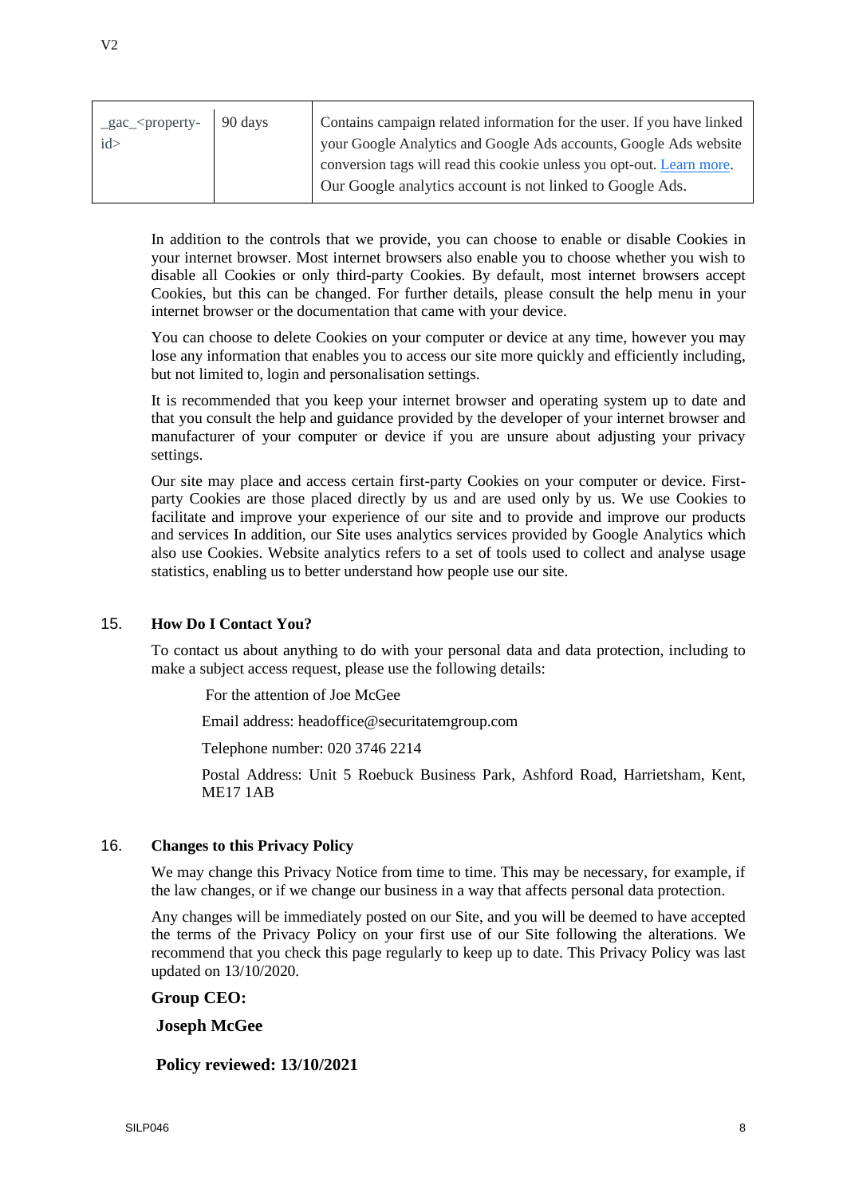| | | |
|---|---|---|
| _gac_<property-id> | 90 days | Contains campaign related information for the user. If you have linked your Google Analytics and Google Ads accounts, Google Ads website conversion tags will read this cookie unless you opt-out. Learn more. Our Google analytics account is not linked to Google Ads. |

In addition to the controls that we provide, you can choose to enable or disable Cookies in your internet browser. Most internet browsers also enable you to choose whether you wish to disable all Cookies or only third-party Cookies. By default, most internet browsers accept Cookies, but this can be changed. For further details, please consult the help menu in your internet browser or the documentation that came with your device.

You can choose to delete Cookies on your computer or device at any time, however you may lose any information that enables you to access our site more quickly and efficiently including, but not limited to, login and personalisation settings.

It is recommended that you keep your internet browser and operating system up to date and that you consult the help and guidance provided by the developer of your internet browser and manufacturer of your computer or device if you are unsure about adjusting your privacy settings.

Our site may place and access certain first-party Cookies on your computer or device. First-party Cookies are those placed directly by us and are used only by us. We use Cookies to facilitate and improve your experience of our site and to provide and improve our products and services In addition, our Site uses analytics services provided by Google Analytics which also use Cookies. Website analytics refers to a set of tools used to collect and analyse usage statistics, enabling us to better understand how people use our site.

## 15. How Do I Contact You?

To contact us about anything to do with your personal data and data protection, including to make a subject access request, please use the following details:

For the attention of Joe McGee

Email address: headoffice@securitatemgroup.com

Telephone number: 020 3746 2214

Postal Address: Unit 5 Roebuck Business Park, Ashford Road, Harrietsham, Kent, ME17 1AB

## 16. Changes to this Privacy Policy

We may change this Privacy Notice from time to time. This may be necessary, for example, if the law changes, or if we change our business in a way that affects personal data protection.

Any changes will be immediately posted on our Site, and you will be deemed to have accepted the terms of the Privacy Policy on your first use of our Site following the alterations. We recommend that you check this page regularly to keep up to date. This Privacy Policy was last updated on 13/10/2020.

**Group CEO:**

**Joseph McGee**

**Policy reviewed: 13/10/2021**